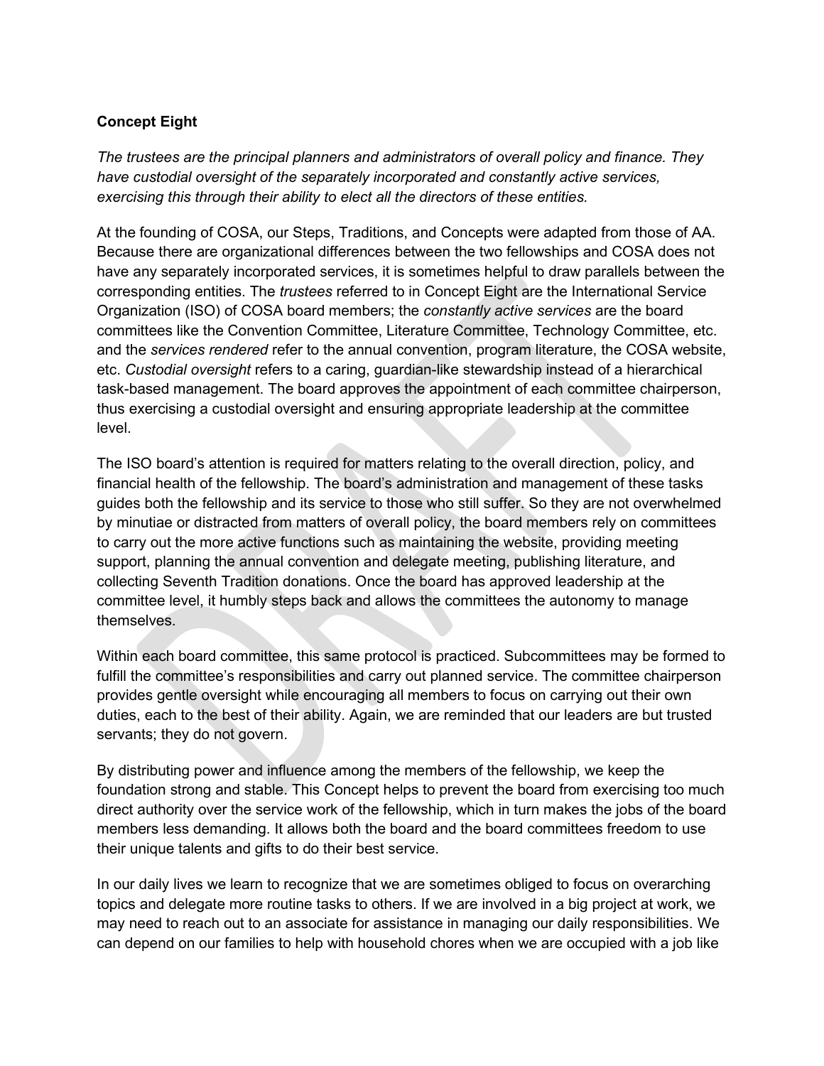**Concept Eight**

*The trustees are the principal planners and administrators of overall policy and finance. They have custodial oversight of the separately incorporated and constantly active services, exercising this through their ability to elect all the directors of these entities.*

At the founding of COSA, our Steps, Traditions, and Concepts were adapted from those of AA. Because there are organizational differences between the two fellowships and COSA does not have any separately incorporated services, it is sometimes helpful to draw parallels between the corresponding entities. The *trustees* referred to in Concept Eight are the International Service Organization (ISO) of COSA board members; the *constantly active services* are the board committees like the Convention Committee, Literature Committee, Technology Committee, etc. and the *services rendered* refer to the annual convention, program literature, the COSA website, etc. *Custodial oversight* refers to a caring, guardian-like stewardship instead of a hierarchical task-based management. The board approves the appointment of each committee chairperson, thus exercising a custodial oversight and ensuring appropriate leadership at the committee level.

The ISO board's attention is required for matters relating to the overall direction, policy, and financial health of the fellowship. The board's administration and management of these tasks guides both the fellowship and its service to those who still suffer. So they are not overwhelmed by minutiae or distracted from matters of overall policy, the board members rely on committees to carry out the more active functions such as maintaining the website, providing meeting support, planning the annual convention and delegate meeting, publishing literature, and collecting Seventh Tradition donations. Once the board has approved leadership at the committee level, it humbly steps back and allows the committees the autonomy to manage themselves.

Within each board committee, this same protocol is practiced. Subcommittees may be formed to fulfill the committee's responsibilities and carry out planned service. The committee chairperson provides gentle oversight while encouraging all members to focus on carrying out their own duties, each to the best of their ability. Again, we are reminded that our leaders are but trusted servants; they do not govern.

By distributing power and influence among the members of the fellowship, we keep the foundation strong and stable. This Concept helps to prevent the board from exercising too much direct authority over the service work of the fellowship, which in turn makes the jobs of the board members less demanding. It allows both the board and the board committees freedom to use their unique talents and gifts to do their best service.

In our daily lives we learn to recognize that we are sometimes obliged to focus on overarching topics and delegate more routine tasks to others. If we are involved in a big project at work, we may need to reach out to an associate for assistance in managing our daily responsibilities. We can depend on our families to help with household chores when we are occupied with a job like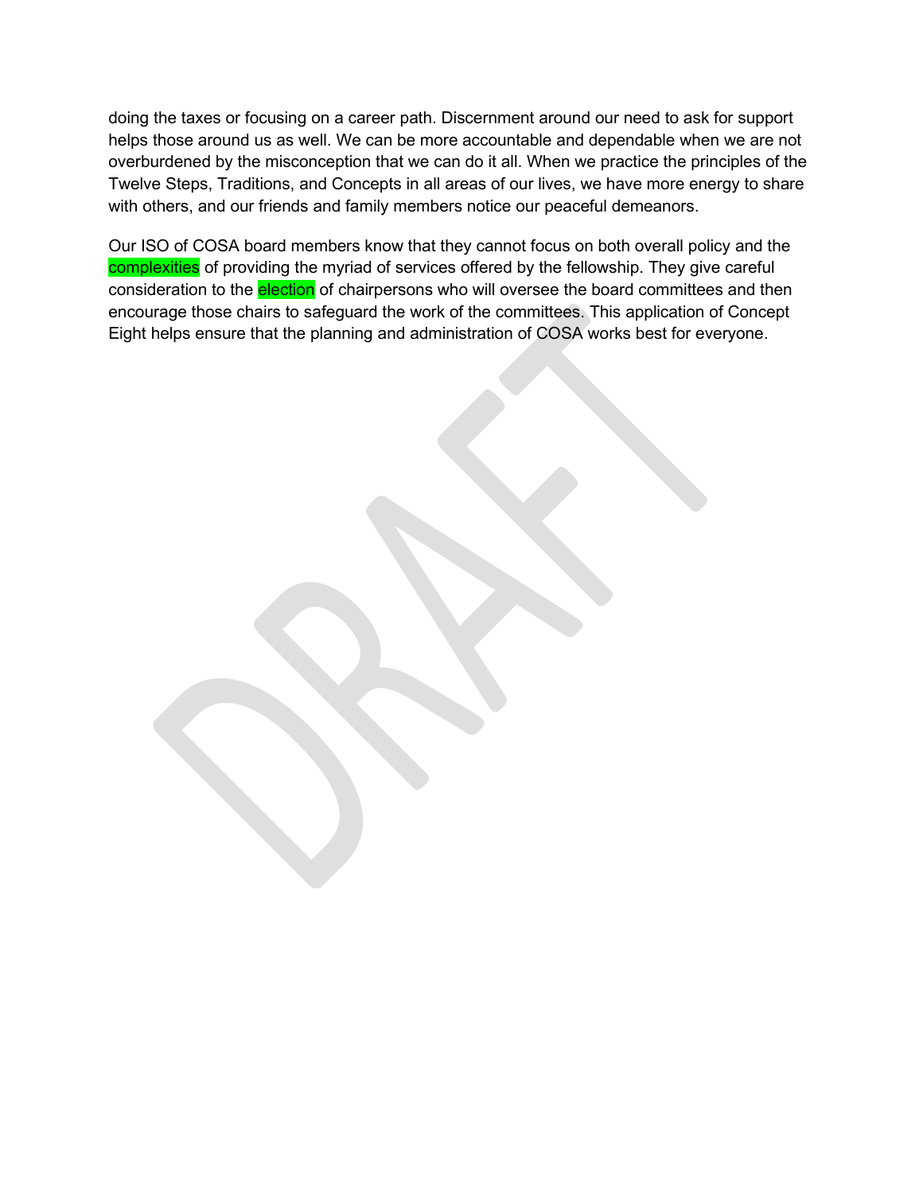doing the taxes or focusing on a career path. Discernment around our need to ask for support helps those around us as well. We can be more accountable and dependable when we are not overburdened by the misconception that we can do it all. When we practice the principles of the Twelve Steps, Traditions, and Concepts in all areas of our lives, we have more energy to share with others, and our friends and family members notice our peaceful demeanors.

Our ISO of COSA board members know that they cannot focus on both overall policy and the complexities of providing the myriad of services offered by the fellowship. They give careful consideration to the election of chairpersons who will oversee the board committees and then encourage those chairs to safeguard the work of the committees. This application of Concept Eight helps ensure that the planning and administration of COSA works best for everyone.